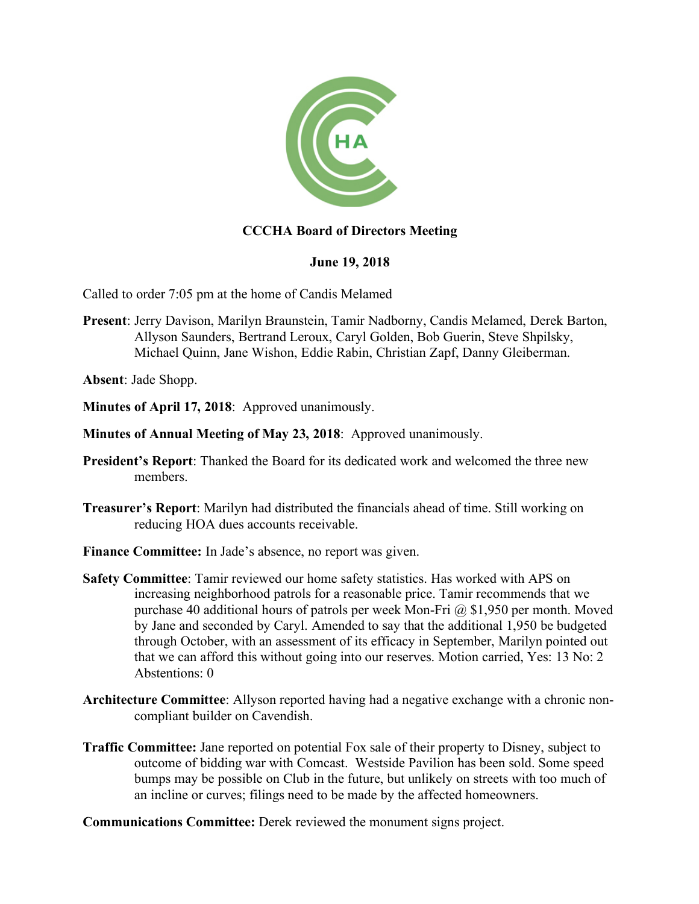**CCCHA Board of Directors Meeting**

**June 19, 2018**

Called to order 7:05 pm at the home of Candis Melamed

**Present**: Jerry Davison, Marilyn Braunstein, Tamir Nadborny, Candis Melamed, Derek Barton, Allyson Saunders, Bertrand Leroux, Caryl Golden, Bob Guerin, Steve Shpilsky, Michael Quinn, Jane Wishon, Eddie Rabin, Christian Zapf, Danny Gleiberman.

**Absent**: Jade Shopp.

**Minutes of April 17, 2018**: Approved unanimously.

**Minutes of Annual Meeting of May 23, 2018**: Approved unanimously.

**President's Report**: Thanked the Board for its dedicated work and welcomed the three new members.

**Treasurer's Report**: Marilyn had distributed the financials ahead of time. Still working on reducing HOA dues accounts receivable.

**Finance Committee:** In Jade's absence, no report was given.

**Safety Committee**: Tamir reviewed our home safety statistics. Has worked with APS on increasing neighborhood patrols for a reasonable price. Tamir recommends that we purchase 40 additional hours of patrols per week Mon-Fri @ $1,950 per month. Moved by Jane and seconded by Caryl. Amended to say that the additional 1,950 be budgeted through October, with an assessment of its efficacy in September, Marilyn pointed out that we can afford this without going into our reserves. Motion carried, Yes: 13 No: 2 Abstentions: 0

**Architecture Committee**: Allyson reported having had a negative exchange with a chronic non-compliant builder on Cavendish.

**Traffic Committee:** Jane reported on potential Fox sale of their property to Disney, subject to outcome of bidding war with Comcast. Westside Pavilion has been sold. Some speed bumps may be possible on Club in the future, but unlikely on streets with too much of an incline or curves; filings need to be made by the affected homeowners.

**Communications Committee:** Derek reviewed the monument signs project.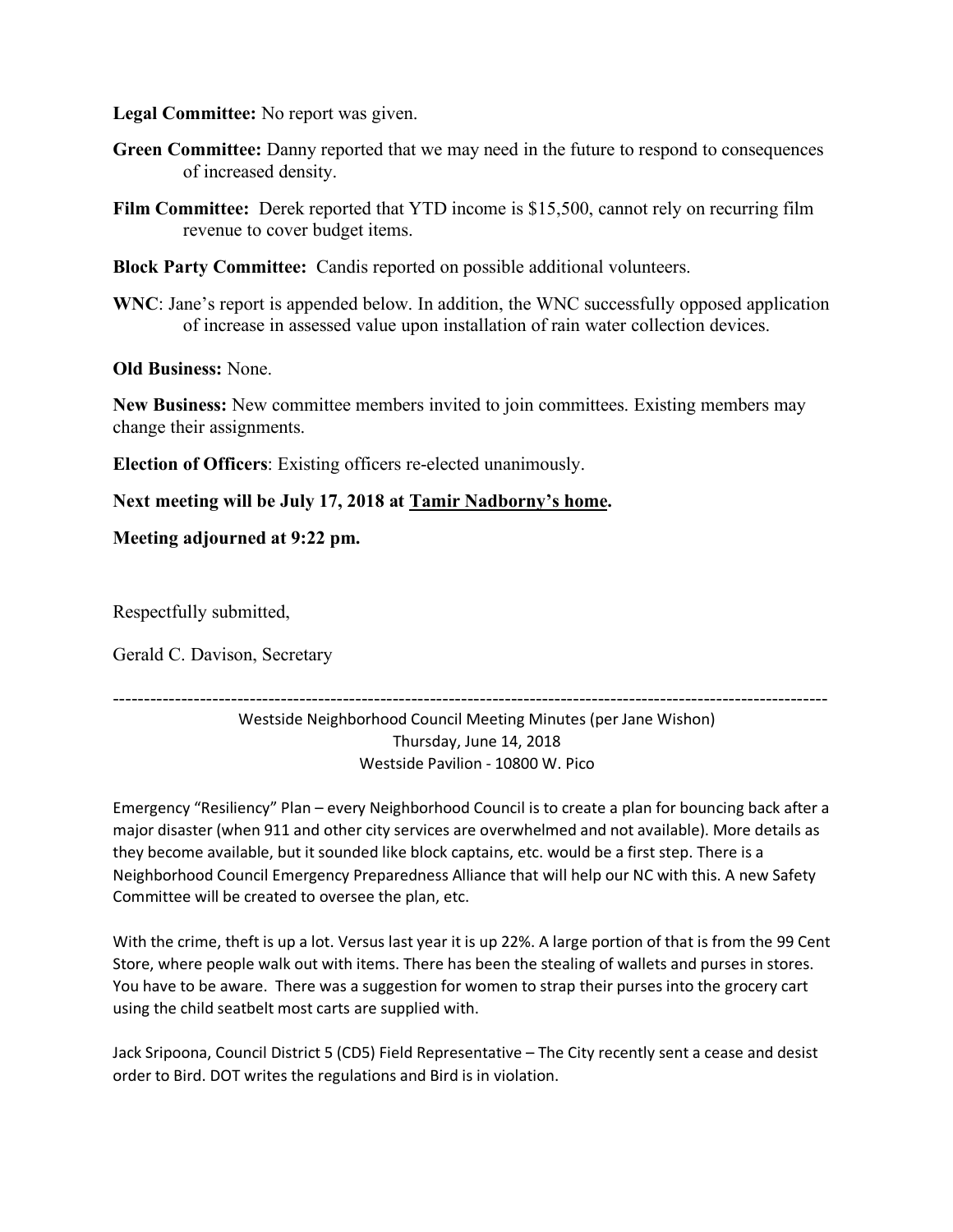**Legal Committee:** No report was given.

**Green Committee:** Danny reported that we may need in the future to respond to consequences of increased density.

**Film Committee:** Derek reported that YTD income is $15,500, cannot rely on recurring film revenue to cover budget items.

**Block Party Committee:** Candis reported on possible additional volunteers.

**WNC**: Jane's report is appended below. In addition, the WNC successfully opposed application of increase in assessed value upon installation of rain water collection devices.

**Old Business:** None.

**New Business:** New committee members invited to join committees. Existing members may change their assignments.

**Election of Officers**: Existing officers re-elected unanimously.

**Next meeting will be July 17, 2018 at Tamir Nadborny's home.**

**Meeting adjourned at 9:22 pm.**

Respectfully submitted,

Gerald C. Davison, Secretary

---

Westside Neighborhood Council Meeting Minutes (per Jane Wishon)
Thursday, June 14, 2018
Westside Pavilion - 10800 W. Pico

Emergency "Resiliency" Plan – every Neighborhood Council is to create a plan for bouncing back after a major disaster (when 911 and other city services are overwhelmed and not available). More details as they become available, but it sounded like block captains, etc. would be a first step. There is a Neighborhood Council Emergency Preparedness Alliance that will help our NC with this. A new Safety Committee will be created to oversee the plan, etc.

With the crime, theft is up a lot. Versus last year it is up 22%. A large portion of that is from the 99 Cent Store, where people walk out with items. There has been the stealing of wallets and purses in stores. You have to be aware. There was a suggestion for women to strap their purses into the grocery cart using the child seatbelt most carts are supplied with.

Jack Sripoona, Council District 5 (CD5) Field Representative – The City recently sent a cease and desist order to Bird. DOT writes the regulations and Bird is in violation.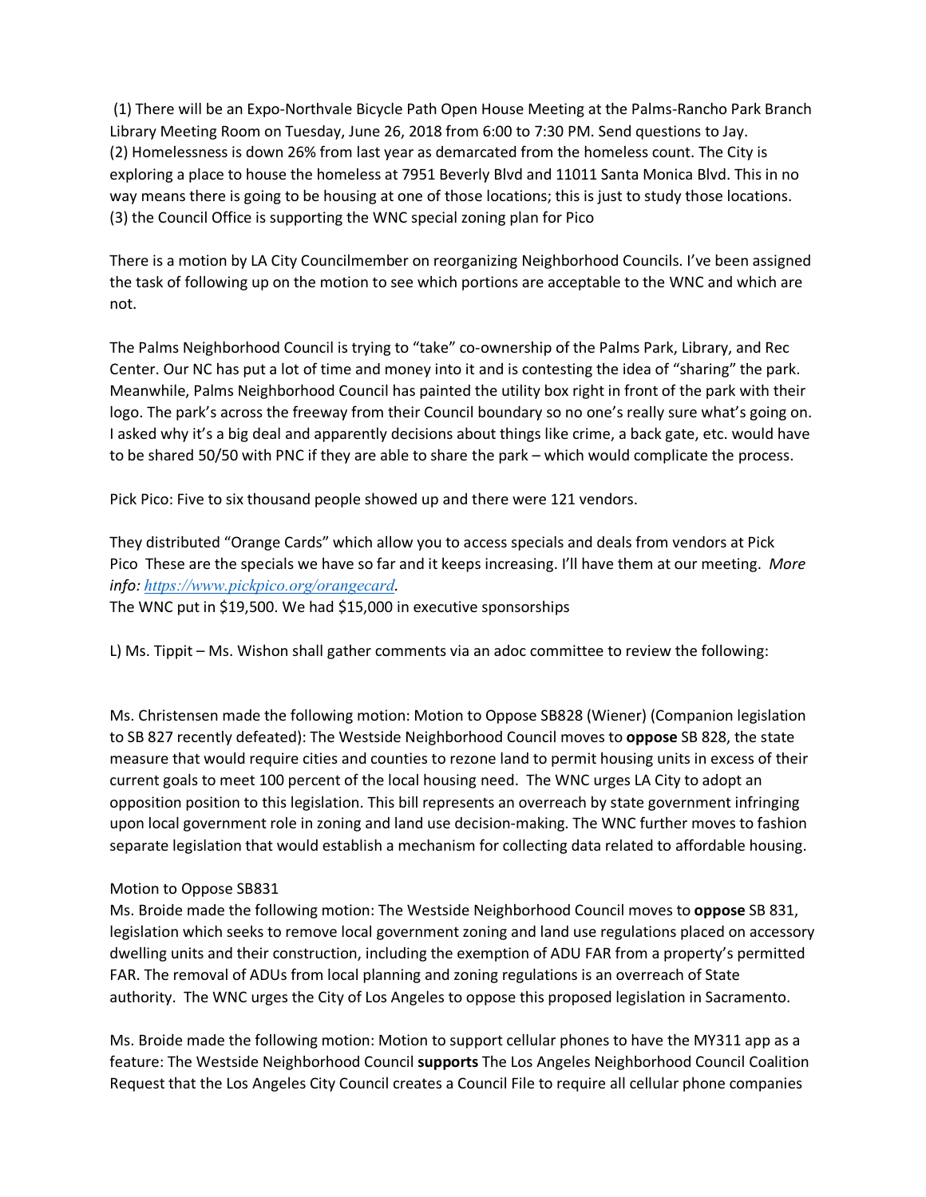(1) There will be an Expo-Northvale Bicycle Path Open House Meeting at the Palms-Rancho Park Branch Library Meeting Room on Tuesday, June 26, 2018 from 6:00 to 7:30 PM. Send questions to Jay.
(2) Homelessness is down 26% from last year as demarcated from the homeless count. The City is exploring a place to house the homeless at 7951 Beverly Blvd and 11011 Santa Monica Blvd. This in no way means there is going to be housing at one of those locations; this is just to study those locations.
(3) the Council Office is supporting the WNC special zoning plan for Pico

There is a motion by LA City Councilmember on reorganizing Neighborhood Councils. I've been assigned the task of following up on the motion to see which portions are acceptable to the WNC and which are not.

The Palms Neighborhood Council is trying to "take" co-ownership of the Palms Park, Library, and Rec Center. Our NC has put a lot of time and money into it and is contesting the idea of "sharing" the park. Meanwhile, Palms Neighborhood Council has painted the utility box right in front of the park with their logo. The park's across the freeway from their Council boundary so no one's really sure what's going on. I asked why it's a big deal and apparently decisions about things like crime, a back gate, etc. would have to be shared 50/50 with PNC if they are able to share the park – which would complicate the process.

Pick Pico: Five to six thousand people showed up and there were 121 vendors.

They distributed "Orange Cards" which allow you to access specials and deals from vendors at Pick Pico These are the specials we have so far and it keeps increasing. I'll have them at our meeting. *More info: https://www.pickpico.org/orangecard.*
The WNC put in $19,500. We had $15,000 in executive sponsorships

L) Ms. Tippit – Ms. Wishon shall gather comments via an adoc committee to review the following:

Ms. Christensen made the following motion: Motion to Oppose SB828 (Wiener) (Companion legislation to SB 827 recently defeated): The Westside Neighborhood Council moves to **oppose** SB 828, the state measure that would require cities and counties to rezone land to permit housing units in excess of their current goals to meet 100 percent of the local housing need. The WNC urges LA City to adopt an opposition position to this legislation. This bill represents an overreach by state government infringing upon local government role in zoning and land use decision-making. The WNC further moves to fashion separate legislation that would establish a mechanism for collecting data related to affordable housing.

Motion to Oppose SB831
Ms. Broide made the following motion: The Westside Neighborhood Council moves to **oppose** SB 831, legislation which seeks to remove local government zoning and land use regulations placed on accessory dwelling units and their construction, including the exemption of ADU FAR from a property's permitted FAR. The removal of ADUs from local planning and zoning regulations is an overreach of State authority. The WNC urges the City of Los Angeles to oppose this proposed legislation in Sacramento.

Ms. Broide made the following motion: Motion to support cellular phones to have the MY311 app as a feature: The Westside Neighborhood Council **supports** The Los Angeles Neighborhood Council Coalition Request that the Los Angeles City Council creates a Council File to require all cellular phone companies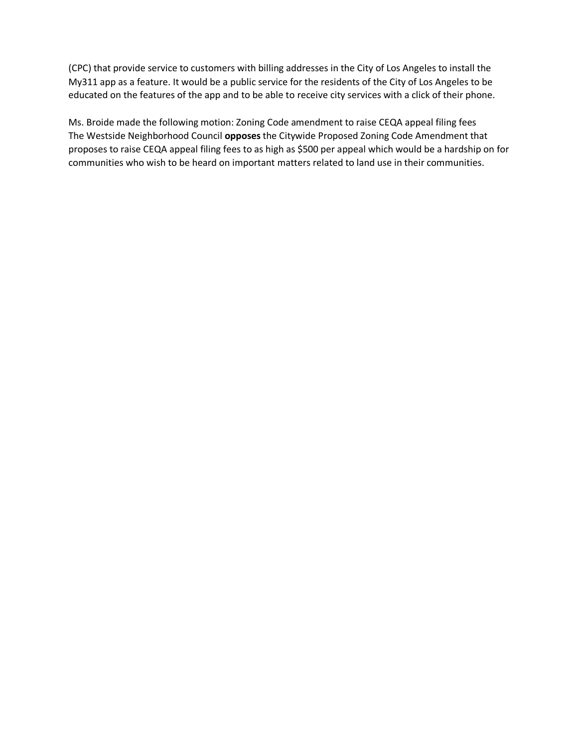(CPC) that provide service to customers with billing addresses in the City of Los Angeles to install the My311 app as a feature. It would be a public service for the residents of the City of Los Angeles to be educated on the features of the app and to be able to receive city services with a click of their phone.

Ms. Broide made the following motion: Zoning Code amendment to raise CEQA appeal filing fees
The Westside Neighborhood Council **opposes** the Citywide Proposed Zoning Code Amendment that proposes to raise CEQA appeal filing fees to as high as $500 per appeal which would be a hardship on for communities who wish to be heard on important matters related to land use in their communities.